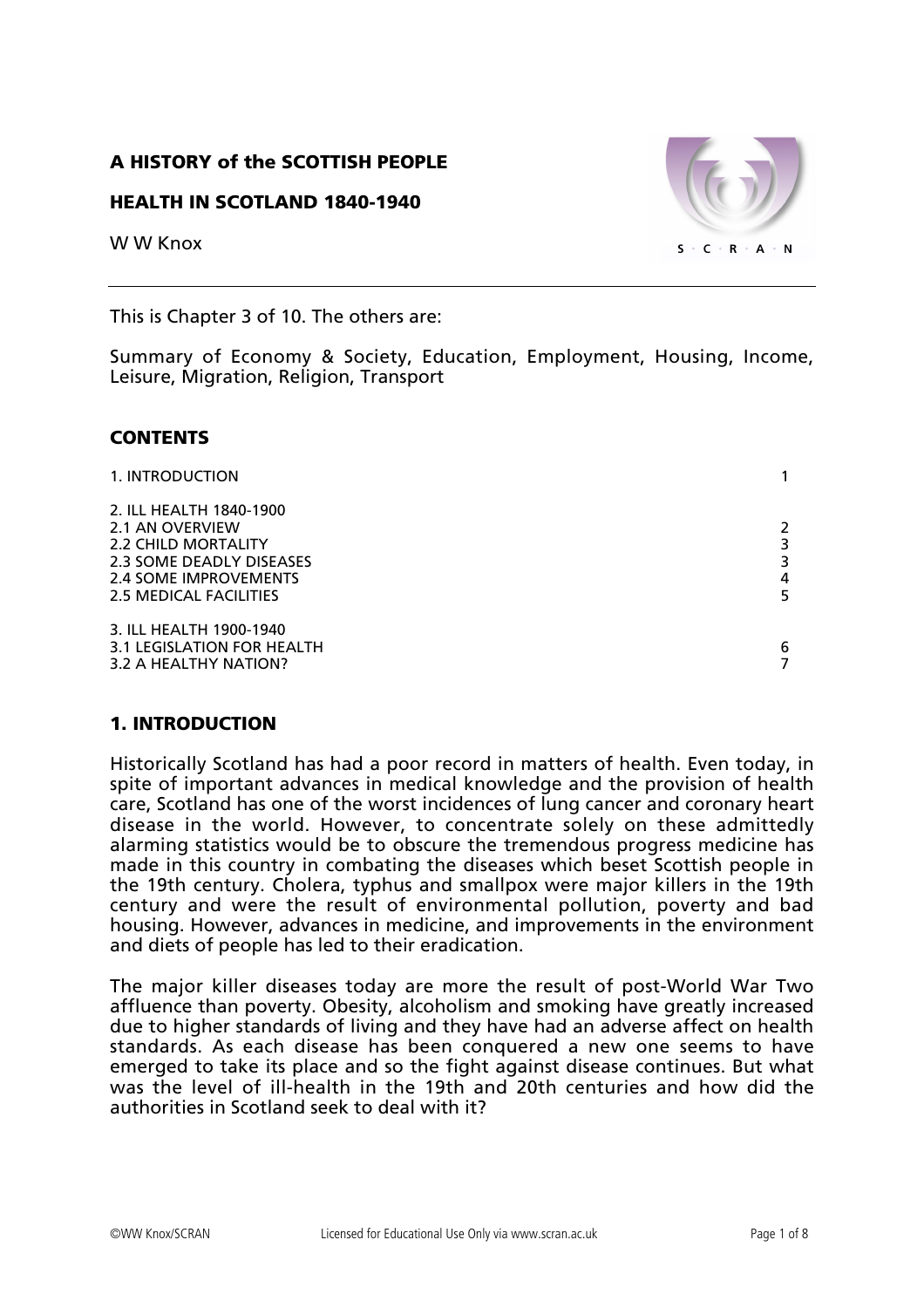**A HISTORY of the SCOTTISH PEOPLE**

**HEALTH IN SCOTLAND 1840-1940**

W W Knox

This is Chapter 3 of 10. The others are:

Summary of Economy & Society, Education, Employment, Housing, Income, Leisure, Migration, Religion, Transport

## CONTENTS

| | |
|---|---|
| 1. INTRODUCTION | 1 |
| 2. ILL HEALTH 1840-1900 | |
| 2.1 AN OVERVIEW | 2 |
| 2.2 CHILD MORTALITY | 3 |
| 2.3 SOME DEADLY DISEASES | 3 |
| 2.4 SOME IMPROVEMENTS | 4 |
| 2.5 MEDICAL FACILITIES | 5 |
| 3. ILL HEALTH 1900-1940 | |
| 3.1 LEGISLATION FOR HEALTH | 6 |
| 3.2 A HEALTHY NATION? | 7 |

## 1. INTRODUCTION

Historically Scotland has had a poor record in matters of health. Even today, in spite of important advances in medical knowledge and the provision of health care, Scotland has one of the worst incidences of lung cancer and coronary heart disease in the world. However, to concentrate solely on these admittedly alarming statistics would be to obscure the tremendous progress medicine has made in this country in combating the diseases which beset Scottish people in the 19th century. Cholera, typhus and smallpox were major killers in the 19th century and were the result of environmental pollution, poverty and bad housing. However, advances in medicine, and improvements in the environment and diets of people has led to their eradication.

The major killer diseases today are more the result of post-World War Two affluence than poverty. Obesity, alcoholism and smoking have greatly increased due to higher standards of living and they have had an adverse affect on health standards. As each disease has been conquered a new one seems to have emerged to take its place and so the fight against disease continues. But what was the level of ill-health in the 19th and 20th centuries and how did the authorities in Scotland seek to deal with it?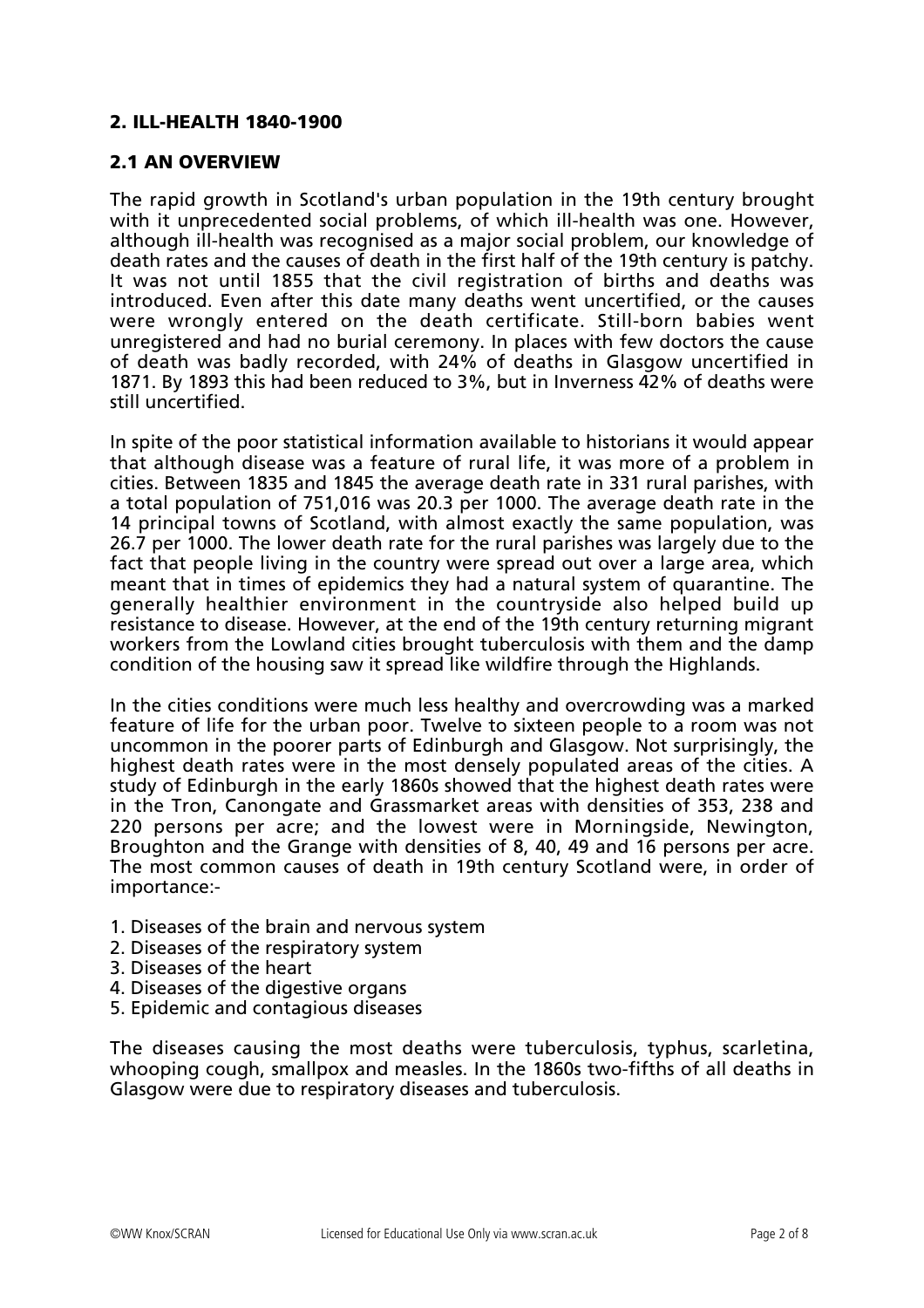## 2. ILL-HEALTH 1840-1900

### 2.1 AN OVERVIEW

The rapid growth in Scotland's urban population in the 19th century brought with it unprecedented social problems, of which ill-health was one. However, although ill-health was recognised as a major social problem, our knowledge of death rates and the causes of death in the first half of the 19th century is patchy. It was not until 1855 that the civil registration of births and deaths was introduced. Even after this date many deaths went uncertified, or the causes were wrongly entered on the death certificate. Still-born babies went unregistered and had no burial ceremony. In places with few doctors the cause of death was badly recorded, with 24% of deaths in Glasgow uncertified in 1871. By 1893 this had been reduced to 3%, but in Inverness 42% of deaths were still uncertified.

In spite of the poor statistical information available to historians it would appear that although disease was a feature of rural life, it was more of a problem in cities. Between 1835 and 1845 the average death rate in 331 rural parishes, with a total population of 751,016 was 20.3 per 1000. The average death rate in the 14 principal towns of Scotland, with almost exactly the same population, was 26.7 per 1000. The lower death rate for the rural parishes was largely due to the fact that people living in the country were spread out over a large area, which meant that in times of epidemics they had a natural system of quarantine. The generally healthier environment in the countryside also helped build up resistance to disease. However, at the end of the 19th century returning migrant workers from the Lowland cities brought tuberculosis with them and the damp condition of the housing saw it spread like wildfire through the Highlands.

In the cities conditions were much less healthy and overcrowding was a marked feature of life for the urban poor. Twelve to sixteen people to a room was not uncommon in the poorer parts of Edinburgh and Glasgow. Not surprisingly, the highest death rates were in the most densely populated areas of the cities. A study of Edinburgh in the early 1860s showed that the highest death rates were in the Tron, Canongate and Grassmarket areas with densities of 353, 238 and 220 persons per acre; and the lowest were in Morningside, Newington, Broughton and the Grange with densities of 8, 40, 49 and 16 persons per acre. The most common causes of death in 19th century Scotland were, in order of importance:-

1. Diseases of the brain and nervous system
2. Diseases of the respiratory system
3. Diseases of the heart
4. Diseases of the digestive organs
5. Epidemic and contagious diseases

The diseases causing the most deaths were tuberculosis, typhus, scarletina, whooping cough, smallpox and measles. In the 1860s two-fifths of all deaths in Glasgow were due to respiratory diseases and tuberculosis.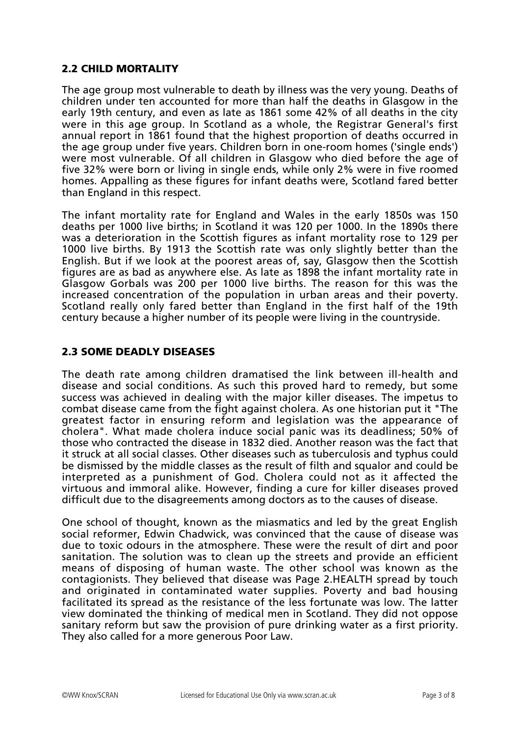## 2.2 CHILD MORTALITY

The age group most vulnerable to death by illness was the very young. Deaths of children under ten accounted for more than half the deaths in Glasgow in the early 19th century, and even as late as 1861 some 42% of all deaths in the city were in this age group. In Scotland as a whole, the Registrar General's first annual report in 1861 found that the highest proportion of deaths occurred in the age group under five years. Children born in one-room homes ('single ends') were most vulnerable. Of all children in Glasgow who died before the age of five 32% were born or living in single ends, while only 2% were in five roomed homes. Appalling as these figures for infant deaths were, Scotland fared better than England in this respect.

The infant mortality rate for England and Wales in the early 1850s was 150 deaths per 1000 live births; in Scotland it was 120 per 1000. In the 1890s there was a deterioration in the Scottish figures as infant mortality rose to 129 per 1000 live births. By 1913 the Scottish rate was only slightly better than the English. But if we look at the poorest areas of, say, Glasgow then the Scottish figures are as bad as anywhere else. As late as 1898 the infant mortality rate in Glasgow Gorbals was 200 per 1000 live births. The reason for this was the increased concentration of the population in urban areas and their poverty. Scotland really only fared better than England in the first half of the 19th century because a higher number of its people were living in the countryside.

## 2.3 SOME DEADLY DISEASES

The death rate among children dramatised the link between ill-health and disease and social conditions. As such this proved hard to remedy, but some success was achieved in dealing with the major killer diseases. The impetus to combat disease came from the fight against cholera. As one historian put it "The greatest factor in ensuring reform and legislation was the appearance of cholera". What made cholera induce social panic was its deadliness; 50% of those who contracted the disease in 1832 died. Another reason was the fact that it struck at all social classes. Other diseases such as tuberculosis and typhus could be dismissed by the middle classes as the result of filth and squalor and could be interpreted as a punishment of God. Cholera could not as it affected the virtuous and immoral alike. However, finding a cure for killer diseases proved difficult due to the disagreements among doctors as to the causes of disease.

One school of thought, known as the miasmatics and led by the great English social reformer, Edwin Chadwick, was convinced that the cause of disease was due to toxic odours in the atmosphere. These were the result of dirt and poor sanitation. The solution was to clean up the streets and provide an efficient means of disposing of human waste. The other school was known as the contagionists. They believed that disease was Page 2.HEALTH spread by touch and originated in contaminated water supplies. Poverty and bad housing facilitated its spread as the resistance of the less fortunate was low. The latter view dominated the thinking of medical men in Scotland. They did not oppose sanitary reform but saw the provision of pure drinking water as a first priority. They also called for a more generous Poor Law.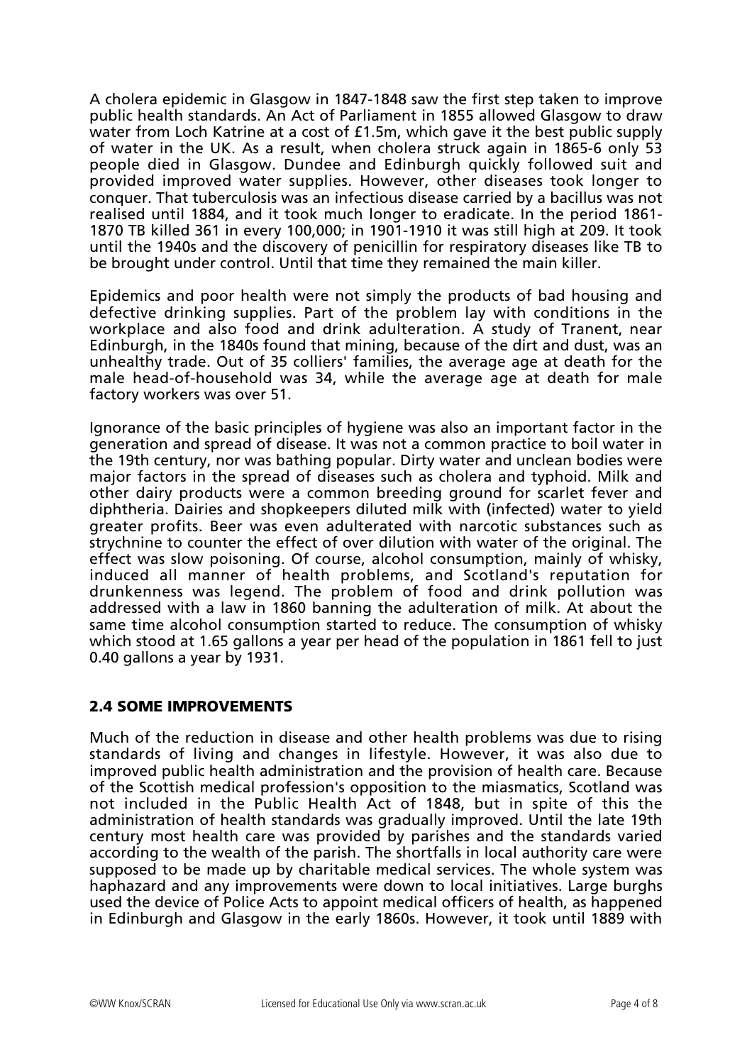A cholera epidemic in Glasgow in 1847-1848 saw the first step taken to improve public health standards. An Act of Parliament in 1855 allowed Glasgow to draw water from Loch Katrine at a cost of £1.5m, which gave it the best public supply of water in the UK. As a result, when cholera struck again in 1865-6 only 53 people died in Glasgow. Dundee and Edinburgh quickly followed suit and provided improved water supplies. However, other diseases took longer to conquer. That tuberculosis was an infectious disease carried by a bacillus was not realised until 1884, and it took much longer to eradicate. In the period 1861-1870 TB killed 361 in every 100,000; in 1901-1910 it was still high at 209. It took until the 1940s and the discovery of penicillin for respiratory diseases like TB to be brought under control. Until that time they remained the main killer.

Epidemics and poor health were not simply the products of bad housing and defective drinking supplies. Part of the problem lay with conditions in the workplace and also food and drink adulteration. A study of Tranent, near Edinburgh, in the 1840s found that mining, because of the dirt and dust, was an unhealthy trade. Out of 35 colliers' families, the average age at death for the male head-of-household was 34, while the average age at death for male factory workers was over 51.

Ignorance of the basic principles of hygiene was also an important factor in the generation and spread of disease. It was not a common practice to boil water in the 19th century, nor was bathing popular. Dirty water and unclean bodies were major factors in the spread of diseases such as cholera and typhoid. Milk and other dairy products were a common breeding ground for scarlet fever and diphtheria. Dairies and shopkeepers diluted milk with (infected) water to yield greater profits. Beer was even adulterated with narcotic substances such as strychnine to counter the effect of over dilution with water of the original. The effect was slow poisoning. Of course, alcohol consumption, mainly of whisky, induced all manner of health problems, and Scotland's reputation for drunkenness was legend. The problem of food and drink pollution was addressed with a law in 1860 banning the adulteration of milk. At about the same time alcohol consumption started to reduce. The consumption of whisky which stood at 1.65 gallons a year per head of the population in 1861 fell to just 0.40 gallons a year by 1931.

## 2.4 SOME IMPROVEMENTS

Much of the reduction in disease and other health problems was due to rising standards of living and changes in lifestyle. However, it was also due to improved public health administration and the provision of health care. Because of the Scottish medical profession's opposition to the miasmatics, Scotland was not included in the Public Health Act of 1848, but in spite of this the administration of health standards was gradually improved. Until the late 19th century most health care was provided by parishes and the standards varied according to the wealth of the parish. The shortfalls in local authority care were supposed to be made up by charitable medical services. The whole system was haphazard and any improvements were down to local initiatives. Large burghs used the device of Police Acts to appoint medical officers of health, as happened in Edinburgh and Glasgow in the early 1860s. However, it took until 1889 with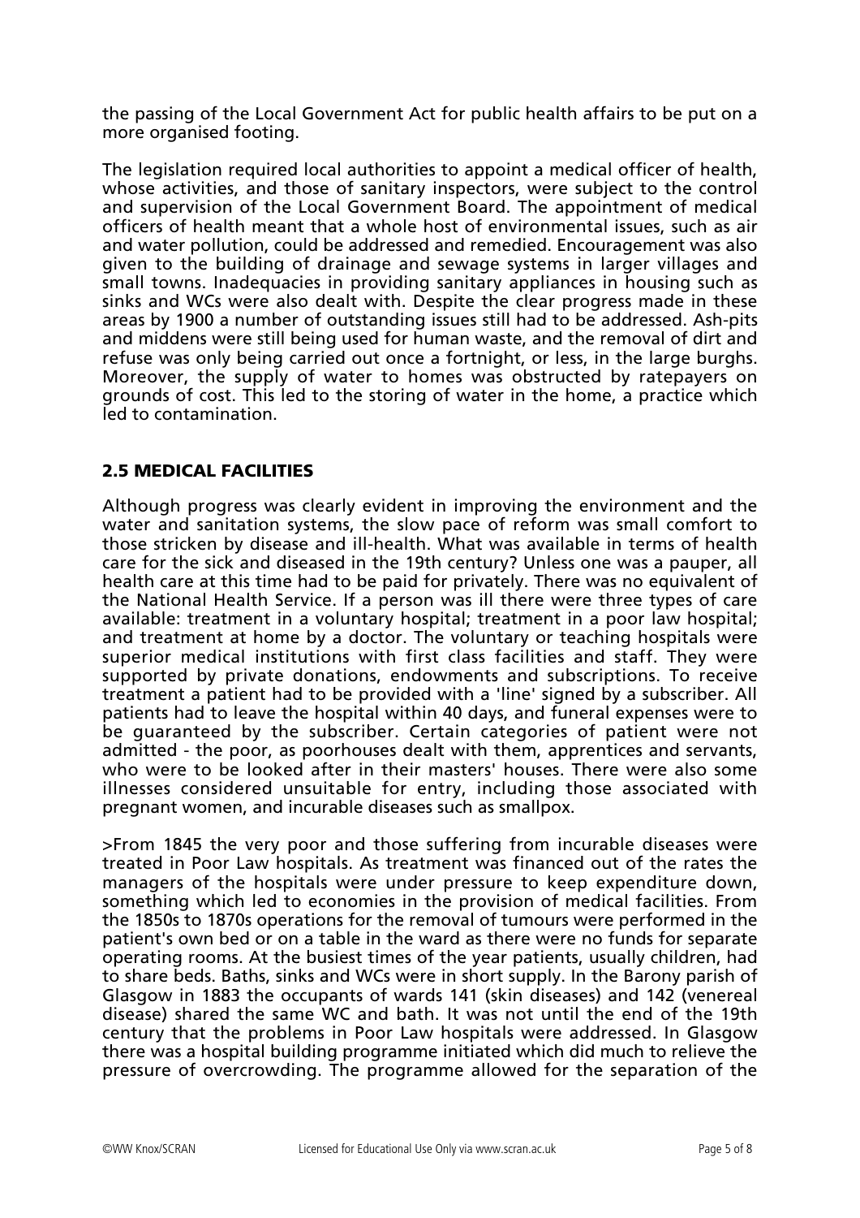the passing of the Local Government Act for public health affairs to be put on a more organised footing.

The legislation required local authorities to appoint a medical officer of health, whose activities, and those of sanitary inspectors, were subject to the control and supervision of the Local Government Board. The appointment of medical officers of health meant that a whole host of environmental issues, such as air and water pollution, could be addressed and remedied. Encouragement was also given to the building of drainage and sewage systems in larger villages and small towns. Inadequacies in providing sanitary appliances in housing such as sinks and WCs were also dealt with. Despite the clear progress made in these areas by 1900 a number of outstanding issues still had to be addressed. Ash-pits and middens were still being used for human waste, and the removal of dirt and refuse was only being carried out once a fortnight, or less, in the large burghs. Moreover, the supply of water to homes was obstructed by ratepayers on grounds of cost. This led to the storing of water in the home, a practice which led to contamination.

## 2.5 MEDICAL FACILITIES

Although progress was clearly evident in improving the environment and the water and sanitation systems, the slow pace of reform was small comfort to those stricken by disease and ill-health. What was available in terms of health care for the sick and diseased in the 19th century? Unless one was a pauper, all health care at this time had to be paid for privately. There was no equivalent of the National Health Service. If a person was ill there were three types of care available: treatment in a voluntary hospital; treatment in a poor law hospital; and treatment at home by a doctor. The voluntary or teaching hospitals were superior medical institutions with first class facilities and staff. They were supported by private donations, endowments and subscriptions. To receive treatment a patient had to be provided with a 'line' signed by a subscriber. All patients had to leave the hospital within 40 days, and funeral expenses were to be guaranteed by the subscriber. Certain categories of patient were not admitted - the poor, as poorhouses dealt with them, apprentices and servants, who were to be looked after in their masters' houses. There were also some illnesses considered unsuitable for entry, including those associated with pregnant women, and incurable diseases such as smallpox.

>From 1845 the very poor and those suffering from incurable diseases were treated in Poor Law hospitals. As treatment was financed out of the rates the managers of the hospitals were under pressure to keep expenditure down, something which led to economies in the provision of medical facilities. From the 1850s to 1870s operations for the removal of tumours were performed in the patient's own bed or on a table in the ward as there were no funds for separate operating rooms. At the busiest times of the year patients, usually children, had to share beds. Baths, sinks and WCs were in short supply. In the Barony parish of Glasgow in 1883 the occupants of wards 141 (skin diseases) and 142 (venereal disease) shared the same WC and bath. It was not until the end of the 19th century that the problems in Poor Law hospitals were addressed. In Glasgow there was a hospital building programme initiated which did much to relieve the pressure of overcrowding. The programme allowed for the separation of the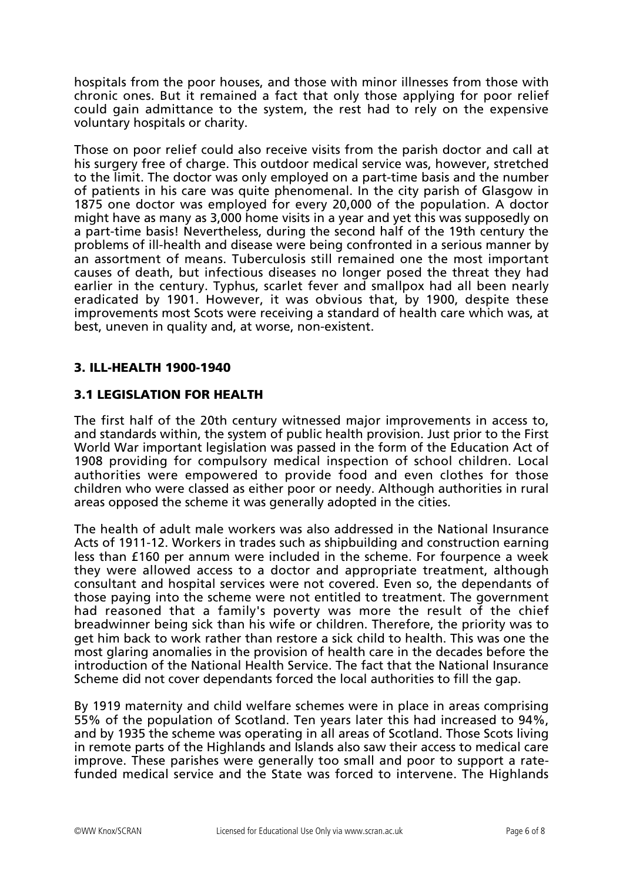hospitals from the poor houses, and those with minor illnesses from those with chronic ones. But it remained a fact that only those applying for poor relief could gain admittance to the system, the rest had to rely on the expensive voluntary hospitals or charity.

Those on poor relief could also receive visits from the parish doctor and call at his surgery free of charge. This outdoor medical service was, however, stretched to the limit. The doctor was only employed on a part-time basis and the number of patients in his care was quite phenomenal. In the city parish of Glasgow in 1875 one doctor was employed for every 20,000 of the population. A doctor might have as many as 3,000 home visits in a year and yet this was supposedly on a part-time basis! Nevertheless, during the second half of the 19th century the problems of ill-health and disease were being confronted in a serious manner by an assortment of means. Tuberculosis still remained one the most important causes of death, but infectious diseases no longer posed the threat they had earlier in the century. Typhus, scarlet fever and smallpox had all been nearly eradicated by 1901. However, it was obvious that, by 1900, despite these improvements most Scots were receiving a standard of health care which was, at best, uneven in quality and, at worse, non-existent.

## 3. ILL-HEALTH 1900-1940

### 3.1 LEGISLATION FOR HEALTH

The first half of the 20th century witnessed major improvements in access to, and standards within, the system of public health provision. Just prior to the First World War important legislation was passed in the form of the Education Act of 1908 providing for compulsory medical inspection of school children. Local authorities were empowered to provide food and even clothes for those children who were classed as either poor or needy. Although authorities in rural areas opposed the scheme it was generally adopted in the cities.

The health of adult male workers was also addressed in the National Insurance Acts of 1911-12. Workers in trades such as shipbuilding and construction earning less than £160 per annum were included in the scheme. For fourpence a week they were allowed access to a doctor and appropriate treatment, although consultant and hospital services were not covered. Even so, the dependants of those paying into the scheme were not entitled to treatment. The government had reasoned that a family's poverty was more the result of the chief breadwinner being sick than his wife or children. Therefore, the priority was to get him back to work rather than restore a sick child to health. This was one the most glaring anomalies in the provision of health care in the decades before the introduction of the National Health Service. The fact that the National Insurance Scheme did not cover dependants forced the local authorities to fill the gap.

By 1919 maternity and child welfare schemes were in place in areas comprising 55% of the population of Scotland. Ten years later this had increased to 94%, and by 1935 the scheme was operating in all areas of Scotland. Those Scots living in remote parts of the Highlands and Islands also saw their access to medical care improve. These parishes were generally too small and poor to support a rate-funded medical service and the State was forced to intervene. The Highlands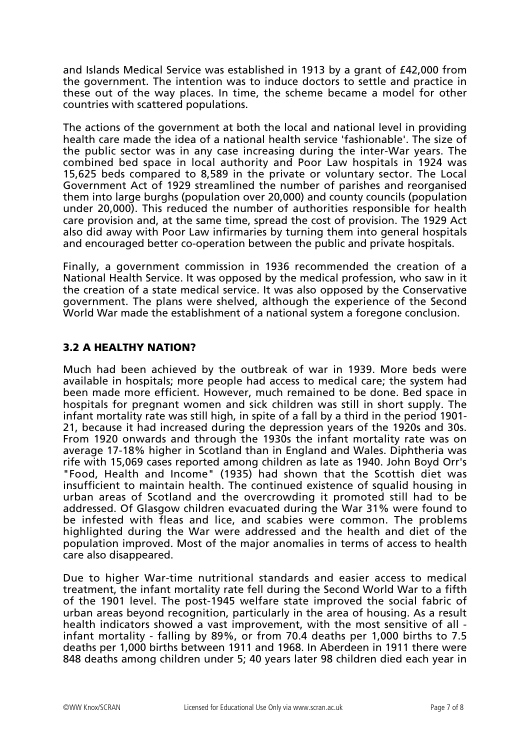and Islands Medical Service was established in 1913 by a grant of £42,000 from the government. The intention was to induce doctors to settle and practice in these out of the way places. In time, the scheme became a model for other countries with scattered populations.

The actions of the government at both the local and national level in providing health care made the idea of a national health service 'fashionable'. The size of the public sector was in any case increasing during the inter-War years. The combined bed space in local authority and Poor Law hospitals in 1924 was 15,625 beds compared to 8,589 in the private or voluntary sector. The Local Government Act of 1929 streamlined the number of parishes and reorganised them into large burghs (population over 20,000) and county councils (population under 20,000). This reduced the number of authorities responsible for health care provision and, at the same time, spread the cost of provision. The 1929 Act also did away with Poor Law infirmaries by turning them into general hospitals and encouraged better co-operation between the public and private hospitals.

Finally, a government commission in 1936 recommended the creation of a National Health Service. It was opposed by the medical profession, who saw in it the creation of a state medical service. It was also opposed by the Conservative government. The plans were shelved, although the experience of the Second World War made the establishment of a national system a foregone conclusion.

## 3.2 A HEALTHY NATION?

Much had been achieved by the outbreak of war in 1939. More beds were available in hospitals; more people had access to medical care; the system had been made more efficient. However, much remained to be done. Bed space in hospitals for pregnant women and sick children was still in short supply. The infant mortality rate was still high, in spite of a fall by a third in the period 1901-21, because it had increased during the depression years of the 1920s and 30s. From 1920 onwards and through the 1930s the infant mortality rate was on average 17-18% higher in Scotland than in England and Wales. Diphtheria was rife with 15,069 cases reported among children as late as 1940. John Boyd Orr's "Food, Health and Income" (1935) had shown that the Scottish diet was insufficient to maintain health. The continued existence of squalid housing in urban areas of Scotland and the overcrowding it promoted still had to be addressed. Of Glasgow children evacuated during the War 31% were found to be infested with fleas and lice, and scabies were common. The problems highlighted during the War were addressed and the health and diet of the population improved. Most of the major anomalies in terms of access to health care also disappeared.

Due to higher War-time nutritional standards and easier access to medical treatment, the infant mortality rate fell during the Second World War to a fifth of the 1901 level. The post-1945 welfare state improved the social fabric of urban areas beyond recognition, particularly in the area of housing. As a result health indicators showed a vast improvement, with the most sensitive of all - infant mortality - falling by 89%, or from 70.4 deaths per 1,000 births to 7.5 deaths per 1,000 births between 1911 and 1968. In Aberdeen in 1911 there were 848 deaths among children under 5; 40 years later 98 children died each year in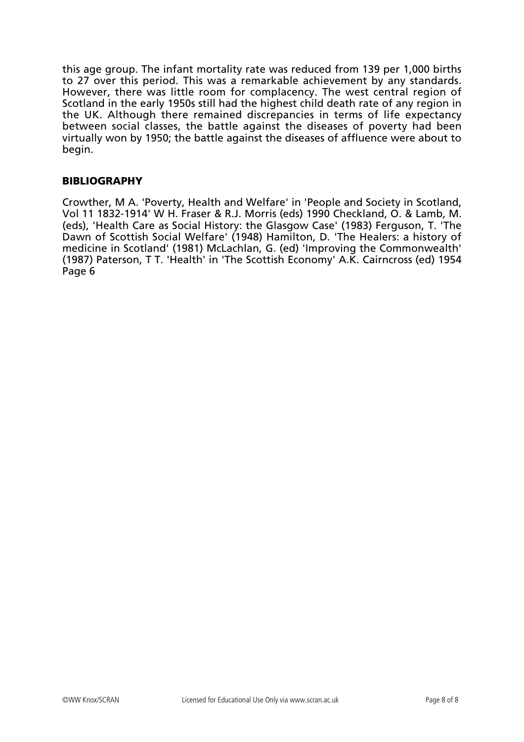this age group. The infant mortality rate was reduced from 139 per 1,000 births to 27 over this period. This was a remarkable achievement by any standards. However, there was little room for complacency. The west central region of Scotland in the early 1950s still had the highest child death rate of any region in the UK. Although there remained discrepancies in terms of life expectancy between social classes, the battle against the diseases of poverty had been virtually won by 1950; the battle against the diseases of affluence were about to begin.

## BIBLIOGRAPHY

Crowther, M A. 'Poverty, Health and Welfare' in 'People and Society in Scotland, Vol 11 1832-1914' W H. Fraser & R.J. Morris (eds) 1990 Checkland, O. & Lamb, M. (eds), 'Health Care as Social History: the Glasgow Case' (1983) Ferguson, T. 'The Dawn of Scottish Social Welfare' (1948) Hamilton, D. 'The Healers: a history of medicine in Scotland' (1981) McLachlan, G. (ed) 'Improving the Commonwealth' (1987) Paterson, T T. 'Health' in 'The Scottish Economy' A.K. Cairncross (ed) 1954 Page 6